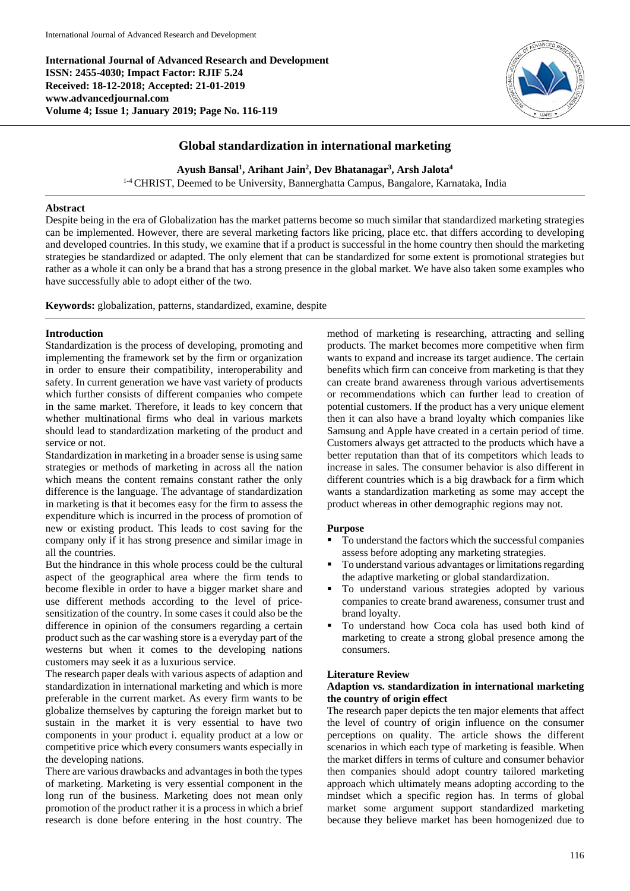International Journal of Advanced Research and Development
ISSN: 2455-4030; Impact Factor: RJIF 5.24
Received: 18-12-2018; Accepted: 21-01-2019
www.advancedjournal.com
Volume 4; Issue 1; January 2019; Page No. 116-119

# Global standardization in international marketing

**Ayush Bansal[1], Arihant Jain[2], Dev Bhatanagar[3], Arsh Jalota[4]**

[1-4] CHRIST, Deemed to be University, Bannerghatta Campus, Bangalore, Karnataka, India

## Abstract

Despite being in the era of Globalization has the market patterns become so much similar that standardized marketing strategies can be implemented. However, there are several marketing factors like pricing, place etc. that differs according to developing and developed countries. In this study, we examine that if a product is successful in the home country then should the marketing strategies be standardized or adapted. The only element that can be standardized for some extent is promotional strategies but rather as a whole it can only be a brand that has a strong presence in the global market. We have also taken some examples who have successfully able to adopt either of the two.

**Keywords:** globalization, patterns, standardized, examine, despite

## Introduction

Standardization is the process of developing, promoting and implementing the framework set by the firm or organization in order to ensure their compatibility, interoperability and safety. In current generation we have vast variety of products which further consists of different companies who compete in the same market. Therefore, it leads to key concern that whether multinational firms who deal in various markets should lead to standardization marketing of the product and service or not.

Standardization in marketing in a broader sense is using same strategies or methods of marketing in across all the nation which means the content remains constant rather the only difference is the language. The advantage of standardization in marketing is that it becomes easy for the firm to assess the expenditure which is incurred in the process of promotion of new or existing product. This leads to cost saving for the company only if it has strong presence and similar image in all the countries.

But the hindrance in this whole process could be the cultural aspect of the geographical area where the firm tends to become flexible in order to have a bigger market share and use different methods according to the level of price-sensitization of the country. In some cases it could also be the difference in opinion of the consumers regarding a certain product such as the car washing store is a everyday part of the westerns but when it comes to the developing nations customers may seek it as a luxurious service.

The research paper deals with various aspects of adaption and standardization in international marketing and which is more preferable in the current market. As every firm wants to be globalize themselves by capturing the foreign market but to sustain in the market it is very essential to have two components in your product i. equality product at a low or competitive price which every consumers wants especially in the developing nations.

There are various drawbacks and advantages in both the types of marketing. Marketing is very essential component in the long run of the business. Marketing does not mean only promotion of the product rather it is a process in which a brief research is done before entering in the host country. The method of marketing is researching, attracting and selling products. The market becomes more competitive when firm wants to expand and increase its target audience. The certain benefits which firm can conceive from marketing is that they can create brand awareness through various advertisements or recommendations which can further lead to creation of potential customers. If the product has a very unique element then it can also have a brand loyalty which companies like Samsung and Apple have created in a certain period of time. Customers always get attracted to the products which have a better reputation than that of its competitors which leads to increase in sales. The consumer behavior is also different in different countries which is a big drawback for a firm which wants a standardization marketing as some may accept the product whereas in other demographic regions may not.

## Purpose

- To understand the factors which the successful companies assess before adopting any marketing strategies.
- To understand various advantages or limitations regarding the adaptive marketing or global standardization.
- To understand various strategies adopted by various companies to create brand awareness, consumer trust and brand loyalty.
- To understand how Coca cola has used both kind of marketing to create a strong global presence among the consumers.

## Literature Review

### Adaption vs. standardization in international marketing the country of origin effect

The research paper depicts the ten major elements that affect the level of country of origin influence on the consumer perceptions on quality. The article shows the different scenarios in which each type of marketing is feasible. When the market differs in terms of culture and consumer behavior then companies should adopt country tailored marketing approach which ultimately means adopting according to the mindset which a specific region has. In terms of global market some argument support standardized marketing because they believe market has been homogenized due to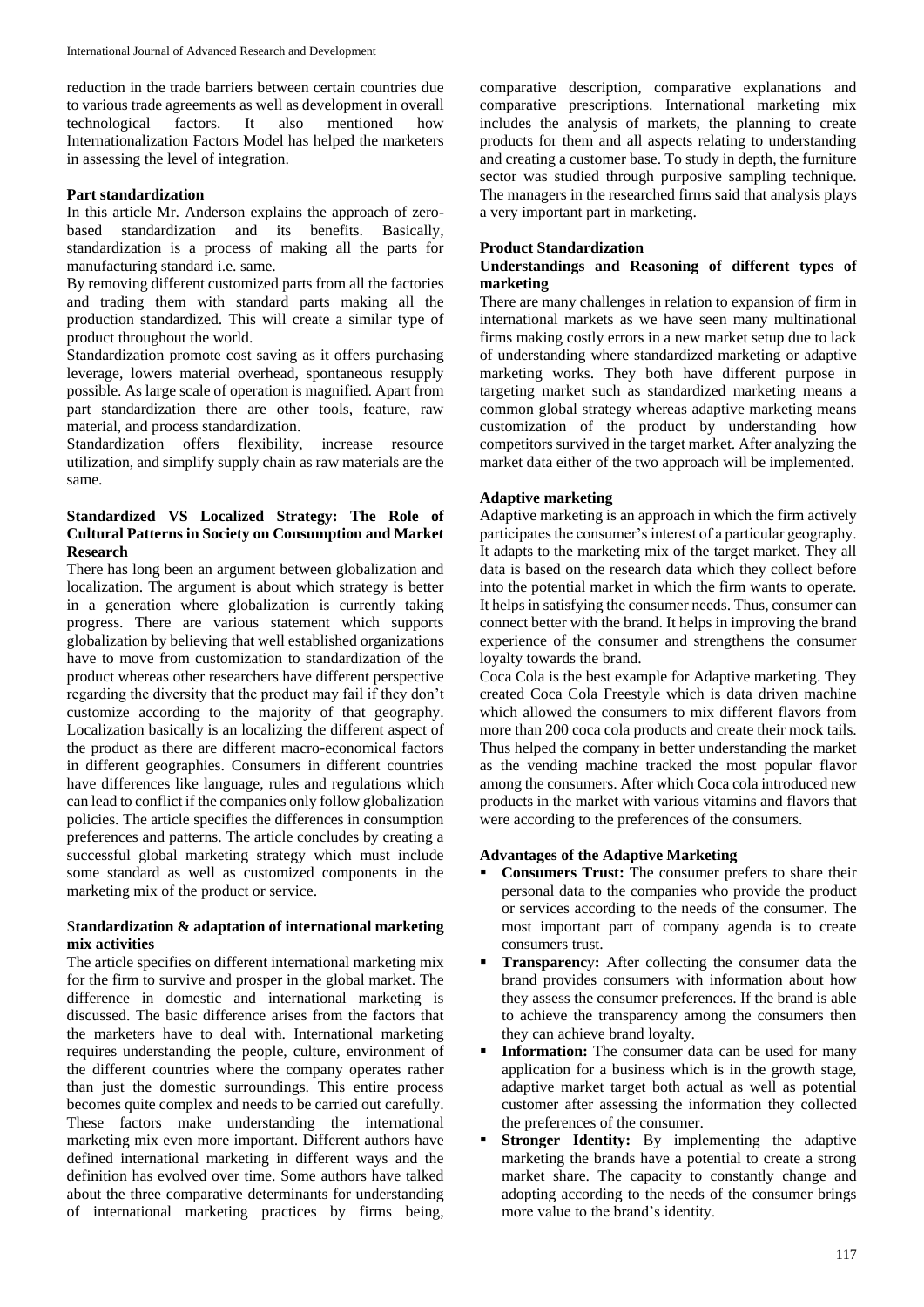reduction in the trade barriers between certain countries due to various trade agreements as well as development in overall technological factors. It also mentioned how Internationalization Factors Model has helped the marketers in assessing the level of integration.

### Part standardization

In this article Mr. Anderson explains the approach of zero-based standardization and its benefits. Basically, standardization is a process of making all the parts for manufacturing standard i.e. same.

By removing different customized parts from all the factories and trading them with standard parts making all the production standardized. This will create a similar type of product throughout the world.

Standardization promote cost saving as it offers purchasing leverage, lowers material overhead, spontaneous resupply possible. As large scale of operation is magnified. Apart from part standardization there are other tools, feature, raw material, and process standardization.

Standardization offers flexibility, increase resource utilization, and simplify supply chain as raw materials are the same.

### Standardized VS Localized Strategy: The Role of Cultural Patterns in Society on Consumption and Market Research

There has long been an argument between globalization and localization. The argument is about which strategy is better in a generation where globalization is currently taking progress. There are various statement which supports globalization by believing that well established organizations have to move from customization to standardization of the product whereas other researchers have different perspective regarding the diversity that the product may fail if they don't customize according to the majority of that geography. Localization basically is an localizing the different aspect of the product as there are different macro-economical factors in different geographies. Consumers in different countries have differences like language, rules and regulations which can lead to conflict if the companies only follow globalization policies. The article specifies the differences in consumption preferences and patterns. The article concludes by creating a successful global marketing strategy which must include some standard as well as customized components in the marketing mix of the product or service.

### Standardization & adaptation of international marketing mix activities

The article specifies on different international marketing mix for the firm to survive and prosper in the global market. The difference in domestic and international marketing is discussed. The basic difference arises from the factors that the marketers have to deal with. International marketing requires understanding the people, culture, environment of the different countries where the company operates rather than just the domestic surroundings. This entire process becomes quite complex and needs to be carried out carefully. These factors make understanding the international marketing mix even more important. Different authors have defined international marketing in different ways and the definition has evolved over time. Some authors have talked about the three comparative determinants for understanding of international marketing practices by firms being, comparative description, comparative explanations and comparative prescriptions. International marketing mix includes the analysis of markets, the planning to create products for them and all aspects relating to understanding and creating a customer base. To study in depth, the furniture sector was studied through purposive sampling technique. The managers in the researched firms said that analysis plays a very important part in marketing.

### Product Standardization

#### Understandings and Reasoning of different types of marketing

There are many challenges in relation to expansion of firm in international markets as we have seen many multinational firms making costly errors in a new market setup due to lack of understanding where standardized marketing or adaptive marketing works. They both have different purpose in targeting market such as standardized marketing means a common global strategy whereas adaptive marketing means customization of the product by understanding how competitors survived in the target market. After analyzing the market data either of the two approach will be implemented.

### Adaptive marketing

Adaptive marketing is an approach in which the firm actively participates the consumer's interest of a particular geography. It adapts to the marketing mix of the target market. They all data is based on the research data which they collect before into the potential market in which the firm wants to operate. It helps in satisfying the consumer needs. Thus, consumer can connect better with the brand. It helps in improving the brand experience of the consumer and strengthens the consumer loyalty towards the brand.

Coca Cola is the best example for Adaptive marketing. They created Coca Cola Freestyle which is data driven machine which allowed the consumers to mix different flavors from more than 200 coca cola products and create their mock tails. Thus helped the company in better understanding the market as the vending machine tracked the most popular flavor among the consumers. After which Coca cola introduced new products in the market with various vitamins and flavors that were according to the preferences of the consumers.

### Advantages of the Adaptive Marketing

- **Consumers Trust:** The consumer prefers to share their personal data to the companies who provide the product or services according to the needs of the consumer. The most important part of company agenda is to create consumers trust.
- **Transparency:** After collecting the consumer data the brand provides consumers with information about how they assess the consumer preferences. If the brand is able to achieve the transparency among the consumers then they can achieve brand loyalty.
- **Information:** The consumer data can be used for many application for a business which is in the growth stage, adaptive market target both actual as well as potential customer after assessing the information they collected the preferences of the consumer.
- **Stronger Identity:** By implementing the adaptive marketing the brands have a potential to create a strong market share. The capacity to constantly change and adopting according to the needs of the consumer brings more value to the brand's identity.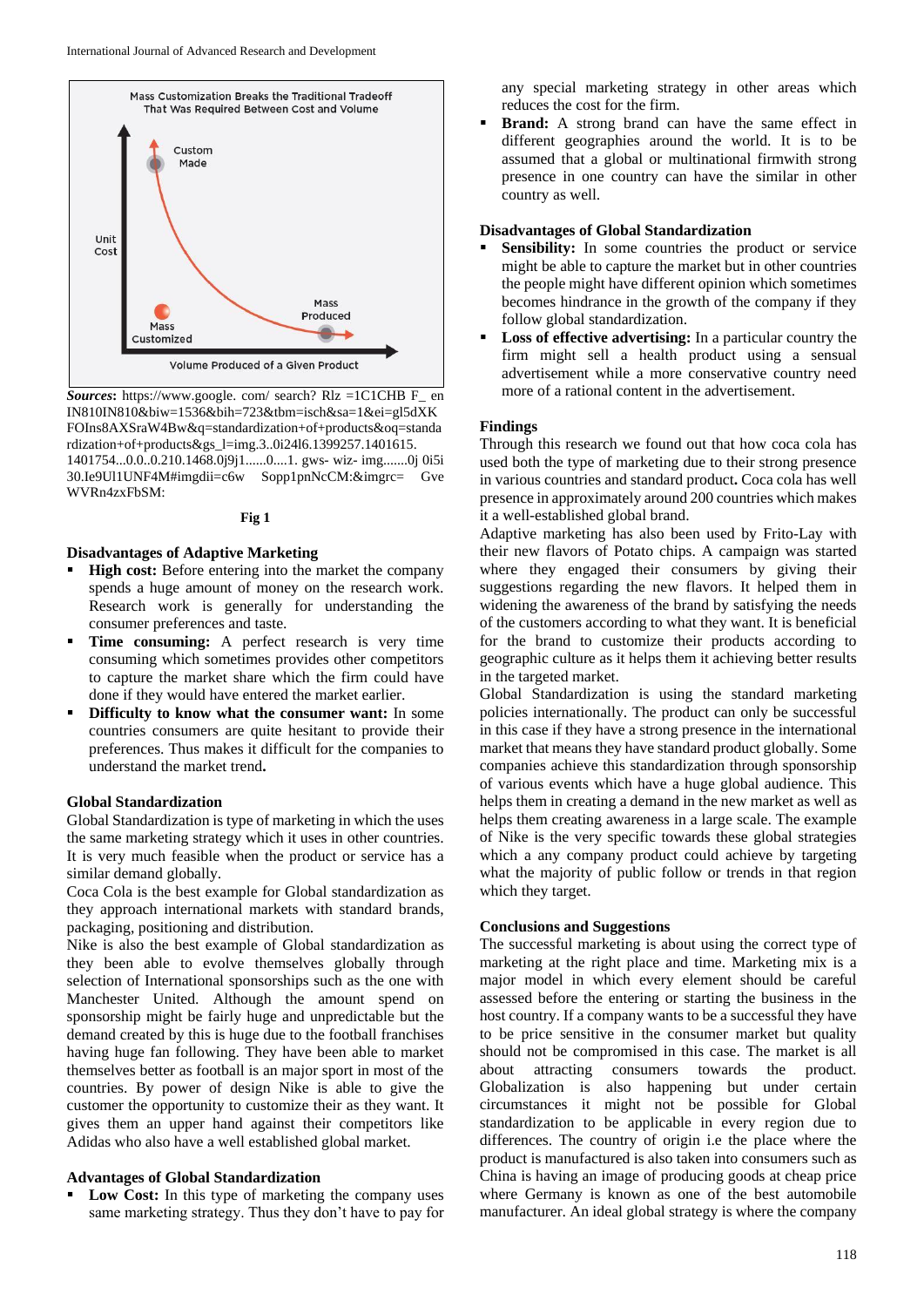Mass Customization Breaks the Traditional Tradeoff That Was Required Between Cost and Volume

*Sources*: https://www.google. com/ search? Rlz =1C1CHB F_ en IN810IN810&biw=1536&bih=723&tbm=isch&sa=1&ei=gl5dXK FOIns8AXSraW4Bw&q=standardization+of+products&oq=standa rdization+of+products&gs_l=img.3..0i24l6.1399257.1401615. 1401754...0.0..0.210.1468.0j9j1......0....1. gws- wiz- img.......0j 0i5i 30.Ie9Ul1UNF4M#imgdii=c6w Sopp1pnNcCM:&imgrc= Gve WVRn4zxFbSM:

**Fig 1**

### Disadvantages of Adaptive Marketing

- **High cost:** Before entering into the market the company spends a huge amount of money on the research work. Research work is generally for understanding the consumer preferences and taste.
- **Time consuming:** A perfect research is very time consuming which sometimes provides other competitors to capture the market share which the firm could have done if they would have entered the market earlier.
- **Difficulty to know what the consumer want:** In some countries consumers are quite hesitant to provide their preferences. Thus makes it difficult for the companies to understand the market trend**.**

### Global Standardization

Global Standardization is type of marketing in which the uses the same marketing strategy which it uses in other countries. It is very much feasible when the product or service has a similar demand globally.

Coca Cola is the best example for Global standardization as they approach international markets with standard brands, packaging, positioning and distribution.

Nike is also the best example of Global standardization as they been able to evolve themselves globally through selection of International sponsorships such as the one with Manchester United. Although the amount spend on sponsorship might be fairly huge and unpredictable but the demand created by this is huge due to the football franchises having huge fan following. They have been able to market themselves better as football is an major sport in most of the countries. By power of design Nike is able to give the customer the opportunity to customize their as they want. It gives them an upper hand against their competitors like Adidas who also have a well established global market.

### Advantages of Global Standardization

- **Low Cost:** In this type of marketing the company uses same marketing strategy. Thus they don't have to pay for any special marketing strategy in other areas which reduces the cost for the firm.
- **Brand:** A strong brand can have the same effect in different geographies around the world. It is to be assumed that a global or multinational firmwith strong presence in one country can have the similar in other country as well.

### Disadvantages of Global Standardization

- **Sensibility:** In some countries the product or service might be able to capture the market but in other countries the people might have different opinion which sometimes becomes hindrance in the growth of the company if they follow global standardization.
- **Loss of effective advertising:** In a particular country the firm might sell a health product using a sensual advertisement while a more conservative country need more of a rational content in the advertisement.

### Findings

Through this research we found out that how coca cola has used both the type of marketing due to their strong presence in various countries and standard product**.** Coca cola has well presence in approximately around 200 countries which makes it a well-established global brand.

Adaptive marketing has also been used by Frito-Lay with their new flavors of Potato chips. A campaign was started where they engaged their consumers by giving their suggestions regarding the new flavors. It helped them in widening the awareness of the brand by satisfying the needs of the customers according to what they want. It is beneficial for the brand to customize their products according to geographic culture as it helps them it achieving better results in the targeted market.

Global Standardization is using the standard marketing policies internationally. The product can only be successful in this case if they have a strong presence in the international market that means they have standard product globally. Some companies achieve this standardization through sponsorship of various events which have a huge global audience. This helps them in creating a demand in the new market as well as helps them creating awareness in a large scale. The example of Nike is the very specific towards these global strategies which a any company product could achieve by targeting what the majority of public follow or trends in that region which they target.

### Conclusions and Suggestions

The successful marketing is about using the correct type of marketing at the right place and time. Marketing mix is a major model in which every element should be careful assessed before the entering or starting the business in the host country. If a company wants to be a successful they have to be price sensitive in the consumer market but quality should not be compromised in this case. The market is all about attracting consumers towards the product. Globalization is also happening but under certain circumstances it might not be possible for Global standardization to be applicable in every region due to differences. The country of origin i.e the place where the product is manufactured is also taken into consumers such as China is having an image of producing goods at cheap price where Germany is known as one of the best automobile manufacturer. An ideal global strategy is where the company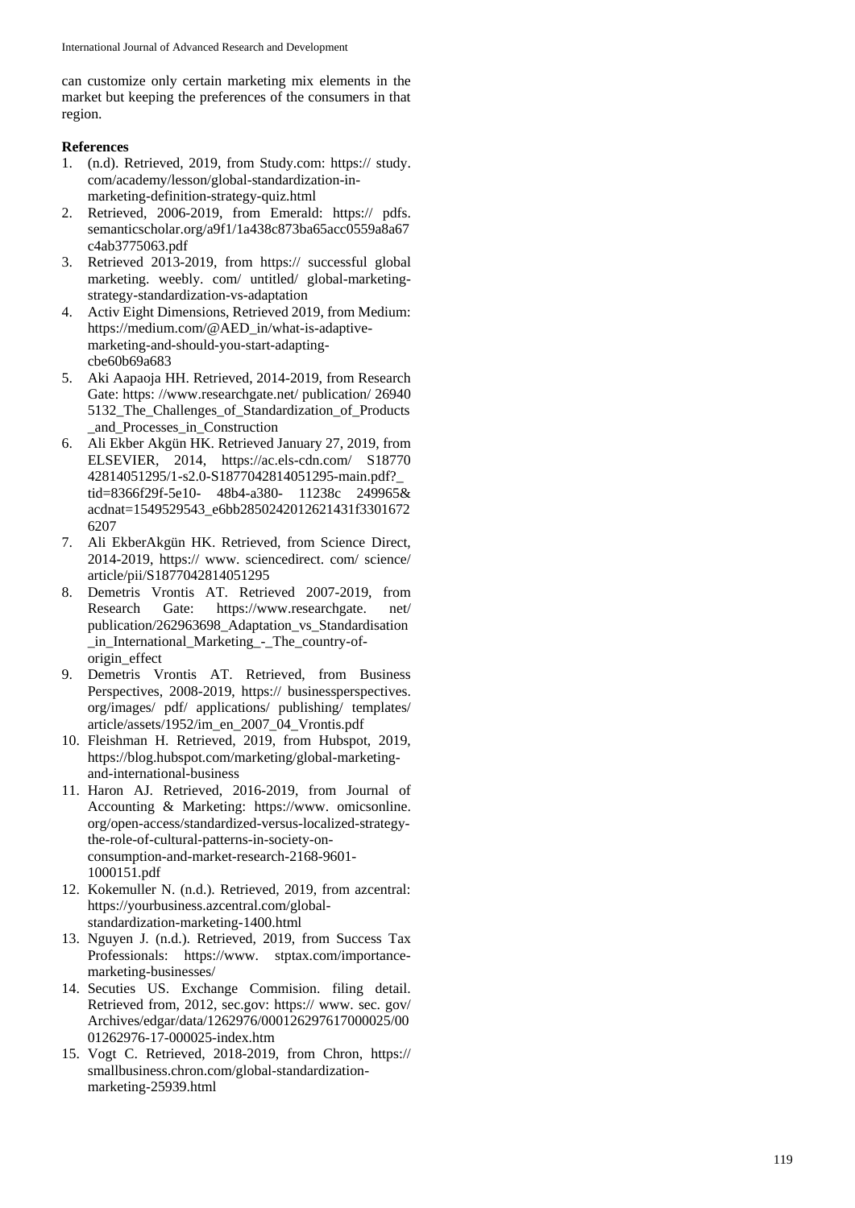can customize only certain marketing mix elements in the market but keeping the preferences of the consumers in that region.

## References

1. (n.d). Retrieved, 2019, from Study.com: https:// study. com/academy/lesson/global-standardization-in-marketing-definition-strategy-quiz.html
2. Retrieved, 2006-2019, from Emerald: https:// pdfs. semanticscholar.org/a9f1/1a438c873ba65acc0559a8a67c4ab3775063.pdf
3. Retrieved 2013-2019, from https:// successful global marketing. weebly. com/ untitled/ global-marketing-strategy-standardization-vs-adaptation
4. Activ Eight Dimensions, Retrieved 2019, from Medium: https://medium.com/@AED_in/what-is-adaptive-marketing-and-should-you-start-adapting-cbe60b69a683
5. Aki Aapaoja HH. Retrieved, 2014-2019, from Research Gate: https: //www.researchgate.net/ publication/ 269405132_The_Challenges_of_Standardization_of_Products_and_Processes_in_Construction
6. Ali Ekber Akgün HK. Retrieved January 27, 2019, from ELSEVIER, 2014, https://ac.els-cdn.com/ S1877042814051295/1-s2.0-S1877042814051295-main.pdf?_tid=8366f29f-5e10- 48b4-a380- 11238c 249965&acdnat=1549529543_e6bb28502420126214​31f33016726207
7. Ali EkberAkgün HK. Retrieved, from Science Direct, 2014-2019, https:// www. sciencedirect. com/ science/ article/pii/S1877042814051295
8. Demetris Vrontis AT. Retrieved 2007-2019, from Research Gate: https://www.researchgate. net/ publication/262963698_Adaptation_vs_Standardisation_in_International_Marketing_-_The_country-of-origin_effect
9. Demetris Vrontis AT. Retrieved, from Business Perspectives, 2008-2019, https:// businessperspectives. org/images/ pdf/ applications/ publishing/ templates/ article/assets/1952/im_en_2007_04_Vrontis.pdf
10. Fleishman H. Retrieved, 2019, from Hubspot, 2019, https://blog.hubspot.com/marketing/global-marketing-and-international-business
11. Haron AJ. Retrieved, 2016-2019, from Journal of Accounting & Marketing: https://www. omicsonline. org/open-access/standardized-versus-localized-strategy-the-role-of-cultural-patterns-in-society-on-consumption-and-market-research-2168-9601-1000151.pdf
12. Kokemuller N. (n.d.). Retrieved, 2019, from azcentral: https://yourbusiness.azcentral.com/global-standardization-marketing-1400.html
13. Nguyen J. (n.d.). Retrieved, 2019, from Success Tax Professionals: https://www. stptax.com/importance-marketing-businesses/
14. Secuties US. Exchange Commision. filing detail. Retrieved from, 2012, sec.gov: https:// www. sec. gov/ Archives/edgar/data/1262976/000126297617000025/0001262976-17-000025-index.htm
15. Vogt C. Retrieved, 2018-2019, from Chron, https:// smallbusiness.chron.com/global-standardization-marketing-25939.html